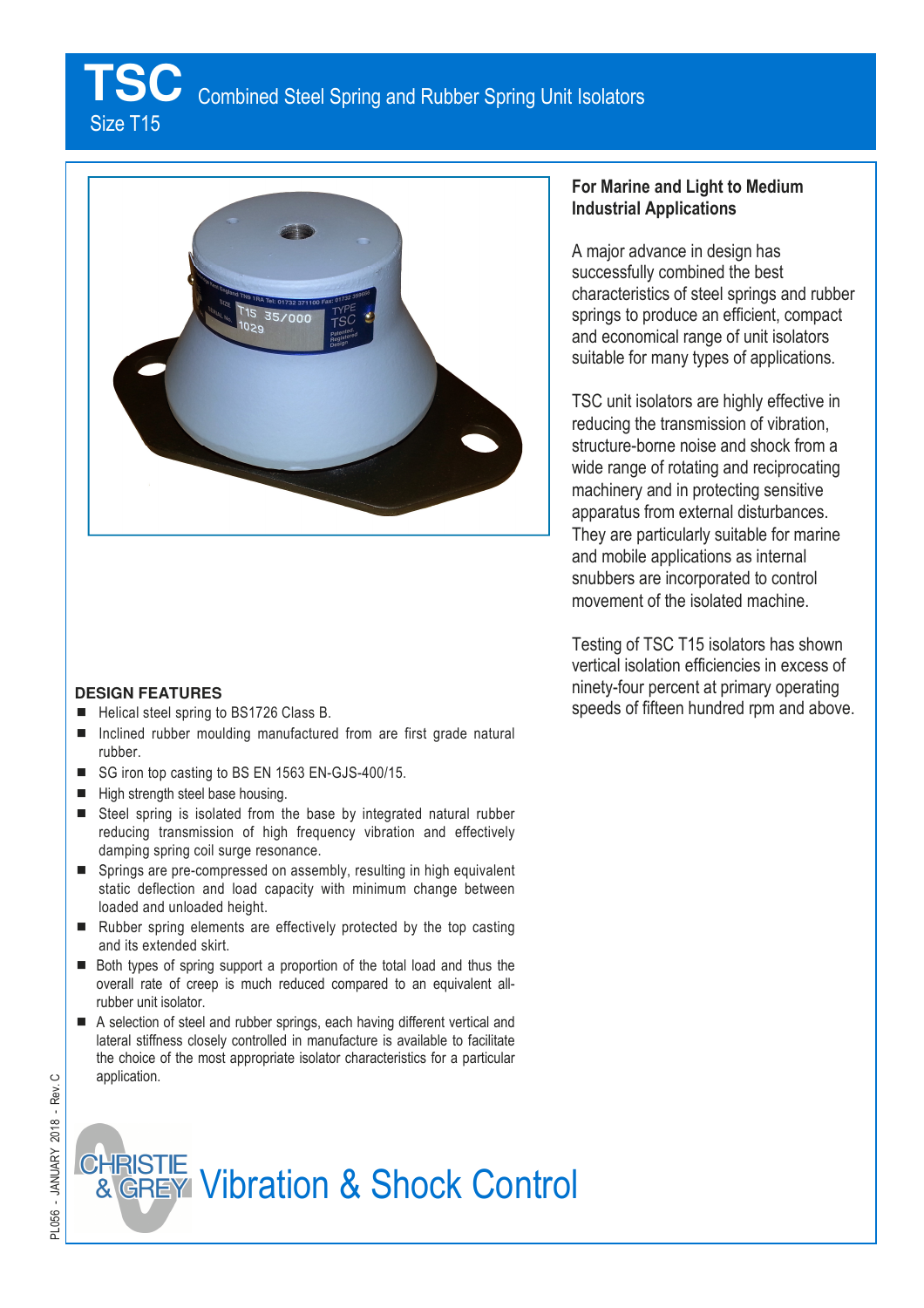# TSC Combined Steel Spring and Rubber Spring Unit Isolators

Size T15

## For Marine and Light to Medium Industrial Applications

A major advance in design has successfully combined the best characteristics of steel springs and rubber springs to produce an efficient, compact and economical range of unit isolators suitable for many types of applications.

TSC unit isolators are highly effective in reducing the transmission of vibration, structure-borne noise and shock from a wide range of rotating and reciprocating machinery and in protecting sensitive apparatus from external disturbances. They are particularly suitable for marine and mobile applications as internal snubbers are incorporated to control movement of the isolated machine.

Testing of TSC T15 isolators has shown vertical isolation efficiencies in excess of ninety-four percent at primary operating speeds of fifteen hundred rpm and above.

### DESIGN FEATURES

- Helical steel spring to BS1726 Class B.
- Inclined rubber moulding manufactured from are first grade natural rubber.
- SG iron top casting to BS EN 1563 EN-GJS-400/15.
- High strength steel base housing.
- Steel spring is isolated from the base by integrated natural rubber reducing transmission of high frequency vibration and effectively damping spring coil surge resonance.
- Springs are pre-compressed on assembly, resulting in high equivalent static deflection and load capacity with minimum change between loaded and unloaded height.
- Rubber spring elements are effectively protected by the top casting and its extended skirt.
- Both types of spring support a proportion of the total load and thus the overall rate of creep is much reduced compared to an equivalent all-rubber unit isolator.
- A selection of steel and rubber springs, each having different vertical and lateral stiffness closely controlled in manufacture is available to facilitate the choice of the most appropriate isolator characteristics for a particular application.

PL056 - JANUARY 2018 - Rev. C

CHRISTIE & GREY Vibration & Shock Control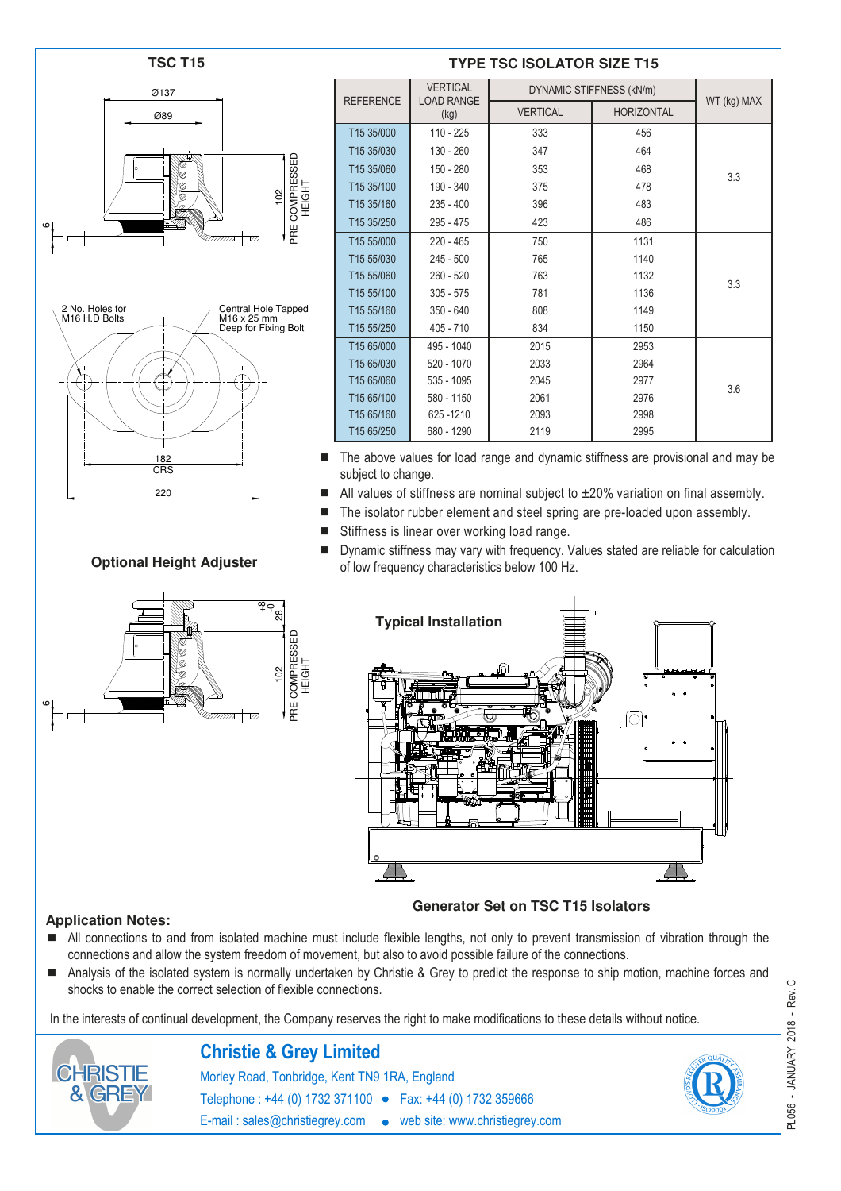## TSC T15

Ø137

Ø89

102 PRE COMPRESSED HEIGHT

6

2 No. Holes for M16 H.D Bolts

Central Hole Tapped M16 x 25 mm Deep for Fixing Bolt

182 CRS

220

## TYPE TSC ISOLATOR SIZE T15

| REFERENCE | VERTICAL LOAD RANGE (kg) | DYNAMIC STIFFNESS (kN/m) | | WT (kg) MAX |
|---|---|---|---|---|
| | | VERTICAL | HORIZONTAL | |
| T15 35/000 | 110 - 225 | 333 | 456 | 3.3 |
| T15 35/030 | 130 - 260 | 347 | 464 | |
| T15 35/060 | 150 - 280 | 353 | 468 | |
| T15 35/100 | 190 - 340 | 375 | 478 | |
| T15 35/160 | 235 - 400 | 396 | 483 | |
| T15 35/250 | 295 - 475 | 423 | 486 | |
| T15 55/000 | 220 - 465 | 750 | 1131 | 3.3 |
| T15 55/030 | 245 - 500 | 765 | 1140 | |
| T15 55/060 | 260 - 520 | 763 | 1132 | |
| T15 55/100 | 305 - 575 | 781 | 1136 | |
| T15 55/160 | 350 - 640 | 808 | 1149 | |
| T15 55/250 | 405 - 710 | 834 | 1150 | |
| T15 65/000 | 495 - 1040 | 2015 | 2953 | 3.6 |
| T15 65/030 | 520 - 1070 | 2033 | 2964 | |
| T15 65/060 | 535 - 1095 | 2045 | 2977 | |
| T15 65/100 | 580 - 1150 | 2061 | 2976 | |
| T15 65/160 | 625 -1210 | 2093 | 2998 | |
| T15 65/250 | 680 - 1290 | 2119 | 2995 | |

- The above values for load range and dynamic stiffness are provisional and may be subject to change.
- All values of stiffness are nominal subject to ±20% variation on final assembly.
- The isolator rubber element and steel spring are pre-loaded upon assembly.
- Stiffness is linear over working load range.
- Dynamic stiffness may vary with frequency. Values stated are reliable for calculation of low frequency characteristics below 100 Hz.

### Optional Height Adjuster

+8 -0 28

102 PRE COMPRESSED HEIGHT

6

### Typical Installation

Generator Set on TSC T15 Isolators

### Application Notes:

- All connections to and from isolated machine must include flexible lengths, not only to prevent transmission of vibration through the connections and allow the system freedom of movement, but also to avoid possible failure of the connections.
- Analysis of the isolated system is normally undertaken by Christie & Grey to predict the response to ship motion, machine forces and shocks to enable the correct selection of flexible connections.

In the interests of continual development, the Company reserves the right to make modifications to these details without notice.

**Christie & Grey Limited**

Morley Road, Tonbridge, Kent TN9 1RA, England

Telephone : +44 (0) 1732 371100 • Fax: +44 (0) 1732 359666

E-mail : sales@christiegrey.com • web site: www.christiegrey.com

PL056 - JANUARY 2018 - Rev. C